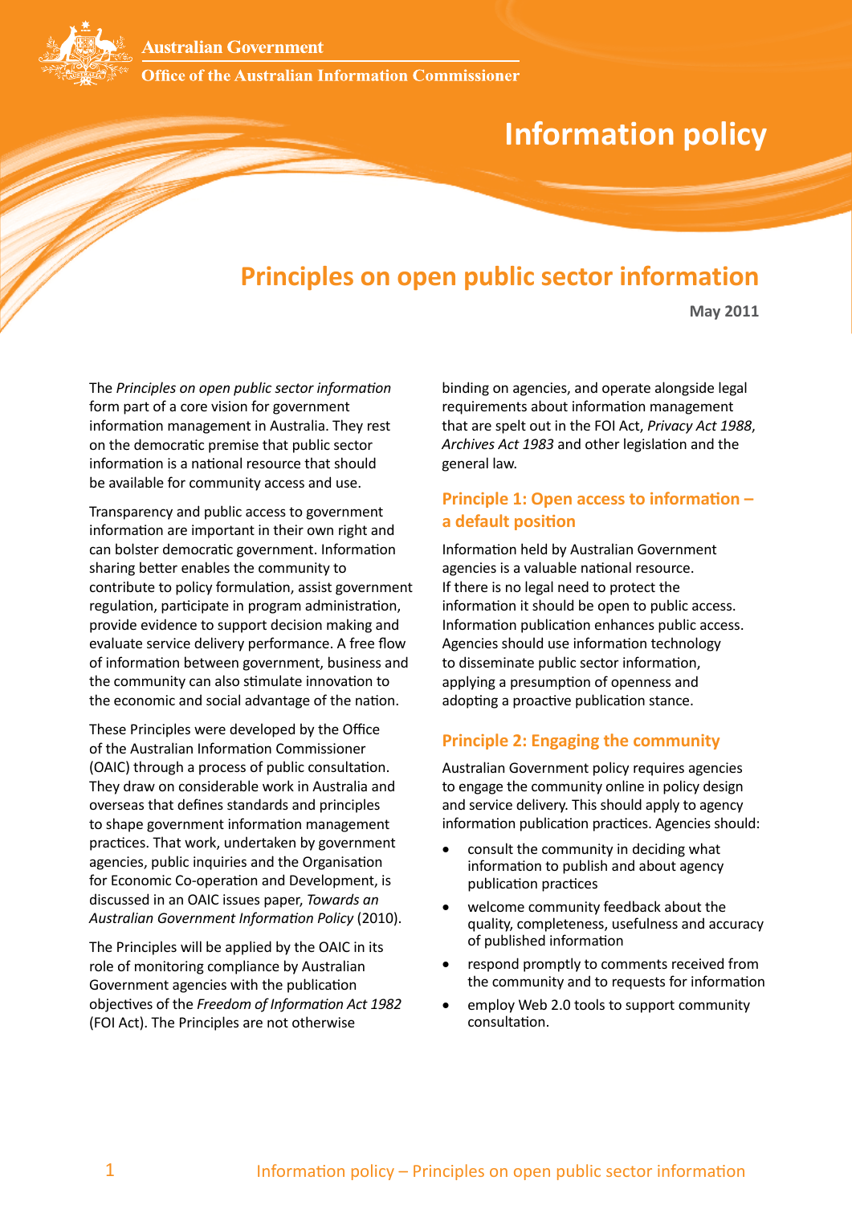Australian Government

Office of the Australian Information Commissioner

# Information policy

## Principles on open public sector information

**May 2011**

The *Principles on open public sector information* form part of a core vision for government information management in Australia. They rest on the democratic premise that public sector information is a national resource that should be available for community access and use.

Transparency and public access to government information are important in their own right and can bolster democratic government. Information sharing better enables the community to contribute to policy formulation, assist government regulation, participate in program administration, provide evidence to support decision making and evaluate service delivery performance. A free flow of information between government, business and the community can also stimulate innovation to the economic and social advantage of the nation.

These Principles were developed by the Office of the Australian Information Commissioner (OAIC) through a process of public consultation. They draw on considerable work in Australia and overseas that defines standards and principles to shape government information management practices. That work, undertaken by government agencies, public inquiries and the Organisation for Economic Co-operation and Development, is discussed in an OAIC issues paper, *Towards an Australian Government Information Policy* (2010).

The Principles will be applied by the OAIC in its role of monitoring compliance by Australian Government agencies with the publication objectives of the *Freedom of Information Act 1982* (FOI Act). The Principles are not otherwise binding on agencies, and operate alongside legal requirements about information management that are spelt out in the FOI Act, *Privacy Act 1988*, *Archives Act 1983* and other legislation and the general law.

### Principle 1: Open access to information – a default position

Information held by Australian Government agencies is a valuable national resource. If there is no legal need to protect the information it should be open to public access. Information publication enhances public access. Agencies should use information technology to disseminate public sector information, applying a presumption of openness and adopting a proactive publication stance.

### Principle 2: Engaging the community

Australian Government policy requires agencies to engage the community online in policy design and service delivery. This should apply to agency information publication practices. Agencies should:

- consult the community in deciding what information to publish and about agency publication practices
- welcome community feedback about the quality, completeness, usefulness and accuracy of published information
- respond promptly to comments received from the community and to requests for information
- employ Web 2.0 tools to support community consultation.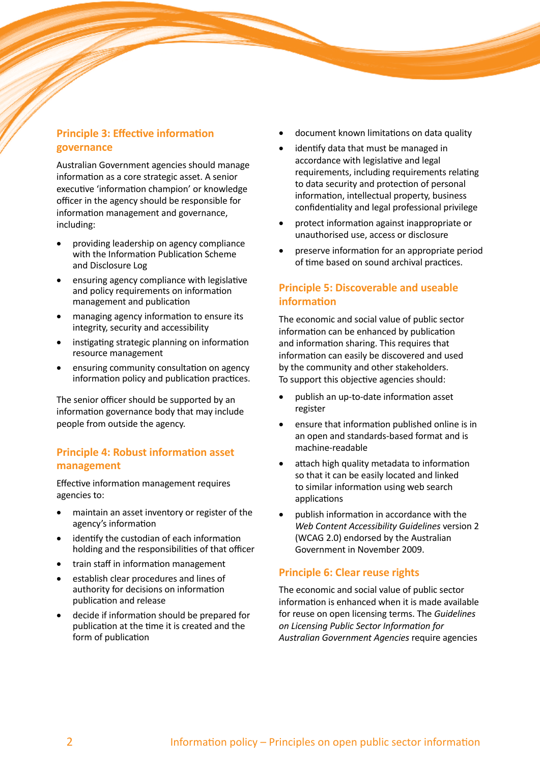## Principle 3: Effective information governance

Australian Government agencies should manage information as a core strategic asset. A senior executive 'information champion' or knowledge officer in the agency should be responsible for information management and governance, including:

- providing leadership on agency compliance with the Information Publication Scheme and Disclosure Log
- ensuring agency compliance with legislative and policy requirements on information management and publication
- managing agency information to ensure its integrity, security and accessibility
- instigating strategic planning on information resource management
- ensuring community consultation on agency information policy and publication practices.

The senior officer should be supported by an information governance body that may include people from outside the agency.

## Principle 4: Robust information asset management

Effective information management requires agencies to:

- maintain an asset inventory or register of the agency's information
- identify the custodian of each information holding and the responsibilities of that officer
- train staff in information management
- establish clear procedures and lines of authority for decisions on information publication and release
- decide if information should be prepared for publication at the time it is created and the form of publication
- document known limitations on data quality
- identify data that must be managed in accordance with legislative and legal requirements, including requirements relating to data security and protection of personal information, intellectual property, business confidentiality and legal professional privilege
- protect information against inappropriate or unauthorised use, access or disclosure
- preserve information for an appropriate period of time based on sound archival practices.

## Principle 5: Discoverable and useable information

The economic and social value of public sector information can be enhanced by publication and information sharing. This requires that information can easily be discovered and used by the community and other stakeholders. To support this objective agencies should:

- publish an up-to-date information asset register
- ensure that information published online is in an open and standards-based format and is machine-readable
- attach high quality metadata to information so that it can be easily located and linked to similar information using web search applications
- publish information in accordance with the *Web Content Accessibility Guidelines* version 2 (WCAG 2.0) endorsed by the Australian Government in November 2009.

## Principle 6: Clear reuse rights

The economic and social value of public sector information is enhanced when it is made available for reuse on open licensing terms. The *Guidelines on Licensing Public Sector Information for Australian Government Agencies* require agencies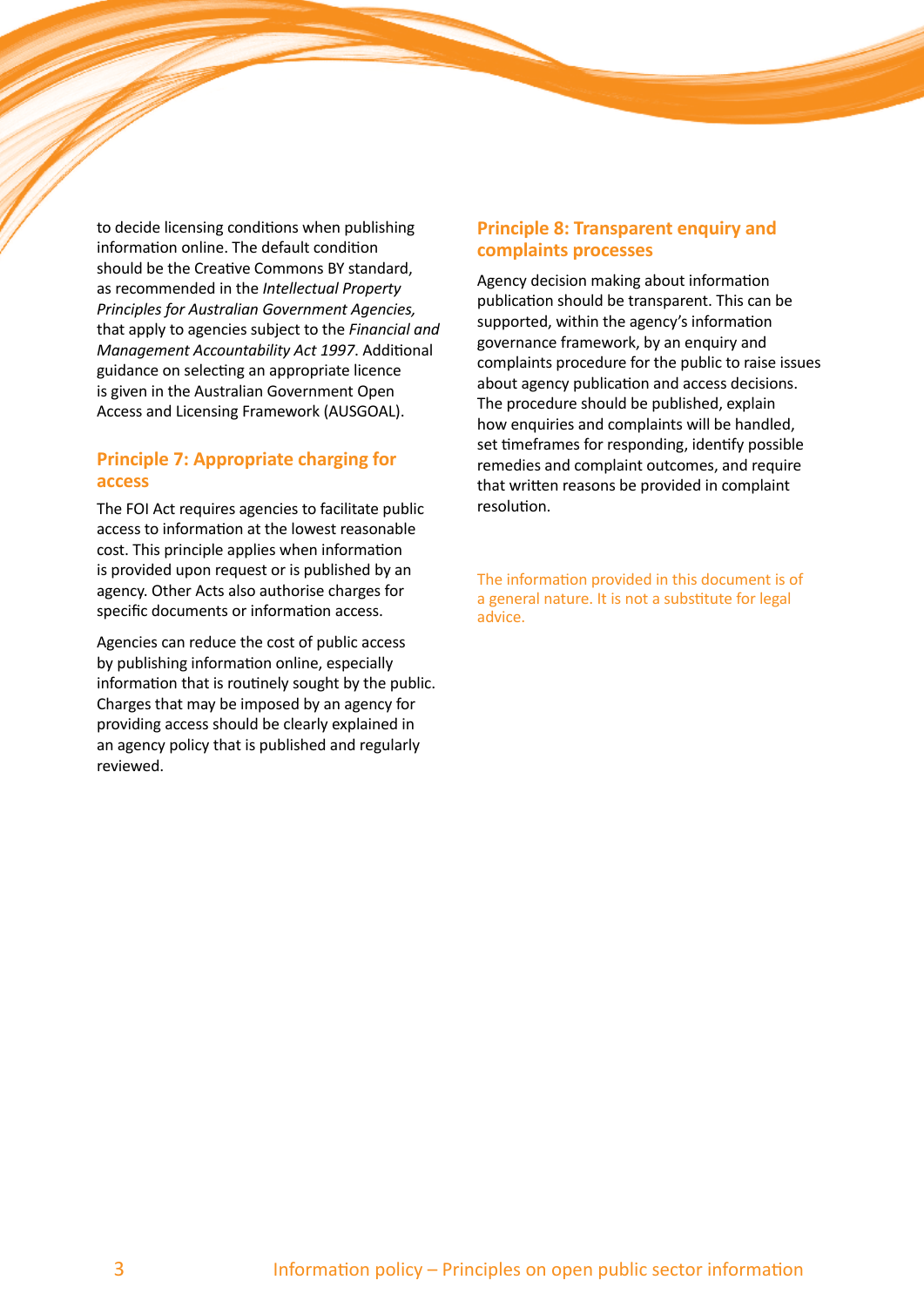to decide licensing conditions when publishing information online. The default condition should be the Creative Commons BY standard, as recommended in the *Intellectual Property Principles for Australian Government Agencies,* that apply to agencies subject to the *Financial and Management Accountability Act 1997*. Additional guidance on selecting an appropriate licence is given in the Australian Government Open Access and Licensing Framework (AUSGOAL).

## Principle 7: Appropriate charging for access

The FOI Act requires agencies to facilitate public access to information at the lowest reasonable cost. This principle applies when information is provided upon request or is published by an agency. Other Acts also authorise charges for specific documents or information access.

Agencies can reduce the cost of public access by publishing information online, especially information that is routinely sought by the public. Charges that may be imposed by an agency for providing access should be clearly explained in an agency policy that is published and regularly reviewed.

## Principle 8: Transparent enquiry and complaints processes

Agency decision making about information publication should be transparent. This can be supported, within the agency's information governance framework, by an enquiry and complaints procedure for the public to raise issues about agency publication and access decisions. The procedure should be published, explain how enquiries and complaints will be handled, set timeframes for responding, identify possible remedies and complaint outcomes, and require that written reasons be provided in complaint resolution.

The information provided in this document is of a general nature. It is not a substitute for legal advice.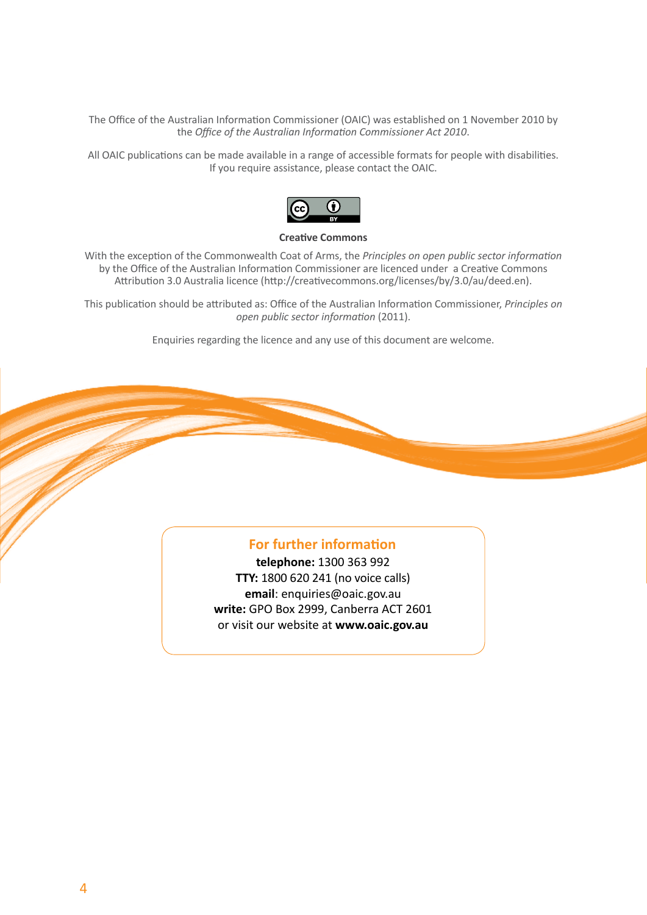The Office of the Australian Information Commissioner (OAIC) was established on 1 November 2010 by the *Office of the Australian Information Commissioner Act 2010*.

All OAIC publications can be made available in a range of accessible formats for people with disabilities. If you require assistance, please contact the OAIC.

**Creative Commons**

With the exception of the Commonwealth Coat of Arms, the *Principles on open public sector information* by the Office of the Australian Information Commissioner are licenced under a Creative Commons Attribution 3.0 Australia licence (http://creativecommons.org/licenses/by/3.0/au/deed.en).

This publication should be attributed as: Office of the Australian Information Commissioner, *Principles on open public sector information* (2011).

Enquiries regarding the licence and any use of this document are welcome.

## For further information

**telephone:** 1300 363 992
**TTY:** 1800 620 241 (no voice calls)
**email**: enquiries@oaic.gov.au
**write:** GPO Box 2999, Canberra ACT 2601
or visit our website at **www.oaic.gov.au**